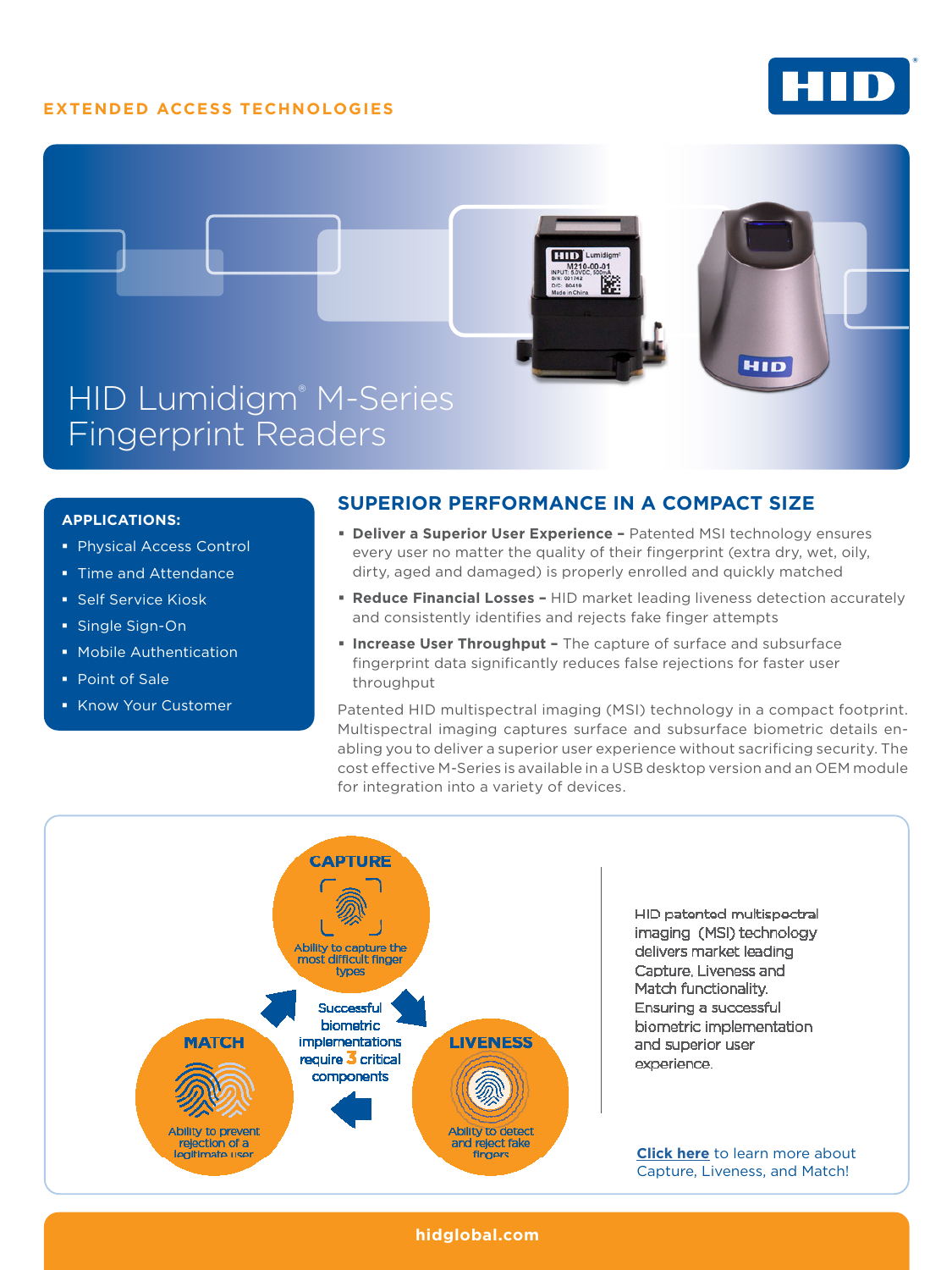EXTENDED ACCESS TECHNOLOGIES

# HID Lumidigm® M-Series Fingerprint Readers

**APPLICATIONS:**

- Physical Access Control
- Time and Attendance
- Self Service Kiosk
- Single Sign-On
- Mobile Authentication
- Point of Sale
- Know Your Customer

## SUPERIOR PERFORMANCE IN A COMPACT SIZE

- **Deliver a Superior User Experience –** Patented MSI technology ensures every user no matter the quality of their fingerprint (extra dry, wet, oily, dirty, aged and damaged) is properly enrolled and quickly matched
- **Reduce Financial Losses –** HID market leading liveness detection accurately and consistently identifies and rejects fake finger attempts
- **Increase User Throughput –** The capture of surface and subsurface fingerprint data significantly reduces false rejections for faster user throughput

Patented HID multispectral imaging (MSI) technology in a compact footprint. Multispectral imaging captures surface and subsurface biometric details enabling you to deliver a superior user experience without sacrificing security. The cost effective M-Series is available in a USB desktop version and an OEM module for integration into a variety of devices.

**CAPTURE** – Ability to capture the most difficult finger types

**LIVENESS** – Ability to detect and reject fake fingers

**MATCH** – Ability to prevent rejection of a legitimate user

Successful biometric implementations require 3 critical components

HID patented multispectral imaging (MSI) technology delivers market leading Capture, Liveness and Match functionality. Ensuring a successful biometric implementation and superior user experience.

**Click here** to learn more about Capture, Liveness, and Match!

hidglobal.com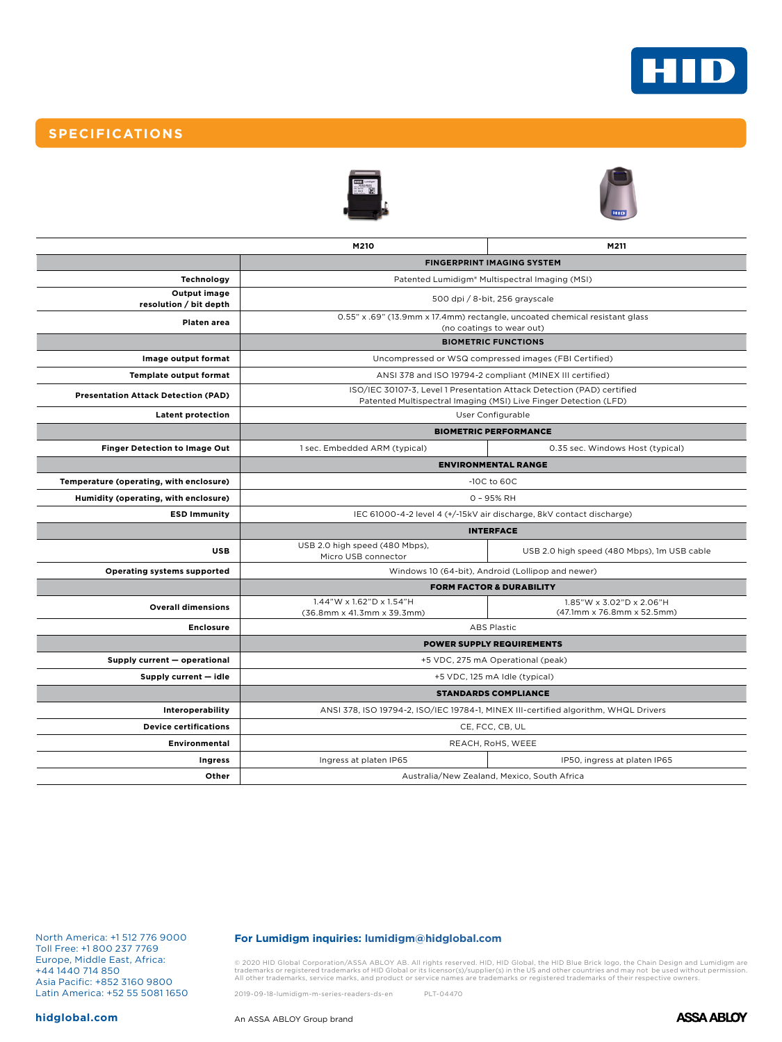## SPECIFICATIONS

| | M210 | M211 |
|---|---|---|
| | **FINGERPRINT IMAGING SYSTEM** | |
| **Technology** | Patented Lumidigm® Multispectral Imaging (MSI) | |
| **Output image resolution / bit depth** | 500 dpi / 8-bit, 256 grayscale | |
| **Platen area** | 0.55" x .69" (13.9mm x 17.4mm) rectangle, uncoated chemical resistant glass (no coatings to wear out) | |
| | **BIOMETRIC FUNCTIONS** | |
| **Image output format** | Uncompressed or WSQ compressed images (FBI Certified) | |
| **Template output format** | ANSI 378 and ISO 19794-2 compliant (MINEX III certified) | |
| **Presentation Attack Detection (PAD)** | ISO/IEC 30107-3, Level 1 Presentation Attack Detection (PAD) certified Patented Multispectral Imaging (MSI) Live Finger Detection (LFD) | |
| **Latent protection** | User Configurable | |
| | **BIOMETRIC PERFORMANCE** | |
| **Finger Detection to Image Out** | 1 sec. Embedded ARM (typical) | 0.35 sec. Windows Host (typical) |
| | **ENVIRONMENTAL RANGE** | |
| **Temperature (operating, with enclosure)** | -10C to 60C | |
| **Humidity (operating, with enclosure)** | 0 – 95% RH | |
| **ESD Immunity** | IEC 61000-4-2 level 4 (+/-15kV air discharge, 8kV contact discharge) | |
| | **INTERFACE** | |
| **USB** | USB 2.0 high speed (480 Mbps), Micro USB connector | USB 2.0 high speed (480 Mbps), 1m USB cable |
| **Operating systems supported** | Windows 10 (64-bit), Android (Lollipop and newer) | |
| | **FORM FACTOR & DURABILITY** | |
| **Overall dimensions** | 1.44"W x 1.62"D x 1.54"H (36.8mm x 41.3mm x 39.3mm) | 1.85"W x 3.02"D x 2.06"H (47.1mm x 76.8mm x 52.5mm) |
| **Enclosure** | ABS Plastic | |
| | **POWER SUPPLY REQUIREMENTS** | |
| **Supply current — operational** | +5 VDC, 275 mA Operational (peak) | |
| **Supply current — idle** | +5 VDC, 125 mA Idle (typical) | |
| | **STANDARDS COMPLIANCE** | |
| **Interoperability** | ANSI 378, ISO 19794-2, ISO/IEC 19784-1, MINEX III-certified algorithm, WHQL Drivers | |
| **Device certifications** | CE, FCC, CB, UL | |
| **Environmental** | REACH, RoHS, WEEE | |
| **Ingress** | Ingress at platen IP65 | IP50, ingress at platen IP65 |
| **Other** | Australia/New Zealand, Mexico, South Africa | |

North America: +1 512 776 9000
Toll Free: +1 800 237 7769
Europe, Middle East, Africa: +44 1440 714 850
Asia Pacific: +852 3160 9800
Latin America: +52 55 5081 1650

**hidglobal.com**

**For Lumidigm inquiries: lumidigm@hidglobal.com**

© 2020 HID Global Corporation/ASSA ABLOY AB. All rights reserved. HID, HID Global, the HID Blue Brick logo, the Chain Design and Lumidigm are trademarks or registered trademarks of HID Global or its licensor(s)/supplier(s) in the US and other countries and may not be used without permission. All other trademarks, service marks, and product or service names are trademarks or registered trademarks of their respective owners.

2019-09-18-lumidigm-m-series-readers-ds-en PLT-04470

An ASSA ABLOY Group brand

ASSA ABLOY